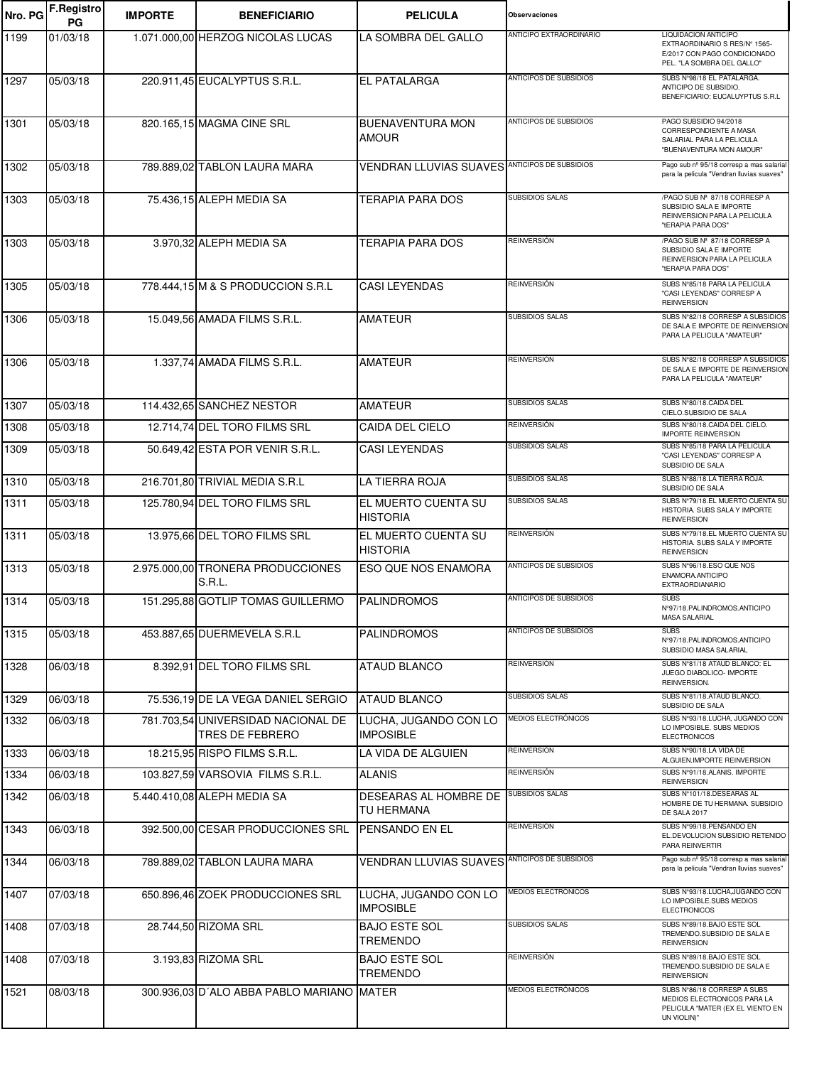| Nro. PG | F.Registro PG | IMPORTE | BENEFICIARIO | PELICULA | Observaciones | |
|---|---|---|---|---|---|---|
| 1199 | 01/03/18 | 1.071.000,00 | HERZOG NICOLAS LUCAS | LA SOMBRA DEL GALLO | ANTICIPO EXTRAORDINARIO | LIQUIDACION ANTICIPO EXTRAORDINARIO S RES/Nº 1565-E/2017 CON PAGO CONDICIONADO PEL. "LA SOMBRA DEL GALLO" |
| 1297 | 05/03/18 | 220.911,45 | EUCALYPTUS S.R.L. | EL PATALARGA | ANTICIPOS DE SUBSIDIOS | SUBS Nº98/18 EL PATALARGA. ANTICIPO DE SUBSIDIO. BENEFICIARIO: EUCALUYPTUS S.R.L |
| 1301 | 05/03/18 | 820.165,15 | MAGMA CINE SRL | BUENAVENTURA MON AMOUR | ANTICIPOS DE SUBSIDIOS | PAGO SUBSIDIO 94/2018 CORRESPONDIENTE A MASA SALARIAL PARA LA PELICULA "BUENAVENTURA MON AMOUR" |
| 1302 | 05/03/18 | 789.889,02 | TABLON LAURA MARA | VENDRAN LLUVIAS SUAVES | ANTICIPOS DE SUBSIDIOS | Pago sub nº 95/18 corresp a mas salarial para la pelicula "Vendran lluvias suaves" |
| 1303 | 05/03/18 | 75.436,15 | ALEPH MEDIA SA | TERAPIA PARA DOS | SUBSIDIOS SALAS | /PAGO SUB Nº 87/18 CORRESP A SUBSIDIO SALA E IMPORTE REINVERSION PARA LA PELICULA "tERAPIA PARA DOS" |
| 1303 | 05/03/18 | 3.970,32 | ALEPH MEDIA SA | TERAPIA PARA DOS | REINVERSIÓN | /PAGO SUB Nº 87/18 CORRESP A SUBSIDIO SALA E IMPORTE REINVERSION PARA LA PELICULA "tERAPIA PARA DOS" |
| 1305 | 05/03/18 | 778.444,15 | M & S PRODUCCION S.R.L | CASI LEYENDAS | REINVERSIÓN | SUBS Nº85/18 PARA LA PELICULA "CASI LEYENDAS" CORRESP A REINVERSION |
| 1306 | 05/03/18 | 15.049,56 | AMADA FILMS S.R.L. | AMATEUR | SUBSIDIOS SALAS | SUBS Nº82/18 CORRESP A SUBSIDIOS DE SALA E IMPORTE DE REINVERSION PARA LA PELICULA "AMATEUR" |
| 1306 | 05/03/18 | 1.337,74 | AMADA FILMS S.R.L. | AMATEUR | REINVERSIÓN | SUBS Nº82/18 CORRESP A SUBSIDIOS DE SALA E IMPORTE DE REINVERSION PARA LA PELICULA "AMATEUR" |
| 1307 | 05/03/18 | 114.432,65 | SANCHEZ NESTOR | AMATEUR | SUBSIDIOS SALAS | SUBS Nº80/18.CAIDA DEL CIELO.SUBSIDIO DE SALA |
| 1308 | 05/03/18 | 12.714,74 | DEL TORO FILMS SRL | CAIDA DEL CIELO | REINVERSIÓN | SUBS Nº80/18.CAIDA DEL CIELO. IMPORTE REINVERSION |
| 1309 | 05/03/18 | 50.649,42 | ESTA POR VENIR S.R.L. | CASI LEYENDAS | SUBSIDIOS SALAS | SUBS Nº85/18 PARA LA PELICULA "CASI LEYENDAS" CORRESP A SUBSIDIO DE SALA |
| 1310 | 05/03/18 | 216.701,80 | TRIVIAL MEDIA S.R.L | LA TIERRA ROJA | SUBSIDIOS SALAS | SUBS Nº88/18.LA TIERRA ROJA. SUBSIDIO DE SALA |
| 1311 | 05/03/18 | 125.780,94 | DEL TORO FILMS SRL | EL MUERTO CUENTA SU HISTORIA | SUBSIDIOS SALAS | SUBS Nº79/18.EL MUERTO CUENTA SU HISTORIA. SUBS SALA Y IMPORTE REINVERSION |
| 1311 | 05/03/18 | 13.975,66 | DEL TORO FILMS SRL | EL MUERTO CUENTA SU HISTORIA | REINVERSIÓN | SUBS Nº79/18.EL MUERTO CUENTA SU HISTORIA. SUBS SALA Y IMPORTE REINVERSION |
| 1313 | 05/03/18 | 2.975.000,00 | TRONERA PRODUCCIONES S.R.L. | ESO QUE NOS ENAMORA | ANTICIPOS DE SUBSIDIOS | SUBS Nº96/18.ESO QUE NOS ENAMORA.ANTICIPO EXTRAORDIANARIO |
| 1314 | 05/03/18 | 151.295,88 | GOTLIP TOMAS GUILLERMO | PALINDROMOS | ANTICIPOS DE SUBSIDIOS | SUBS Nº97/18.PALINDROMOS.ANTICIPO MASA SALARIAL |
| 1315 | 05/03/18 | 453.887,65 | DUERMEVELA S.R.L | PALINDROMOS | ANTICIPOS DE SUBSIDIOS | SUBS Nº97/18.PALINDROMOS.ANTICIPO SUBSIDIO MASA SALARIAL |
| 1328 | 06/03/18 | 8.392,91 | DEL TORO FILMS SRL | ATAUD BLANCO | REINVERSIÓN | SUBS Nº81/18 ATAUD BLANCO: EL JUEGO DIABOLICO- IMPORTE REINVERSION. |
| 1329 | 06/03/18 | 75.536,19 | DE LA VEGA DANIEL SERGIO | ATAUD BLANCO | SUBSIDIOS SALAS | SUBS Nº81/18.ATAUD BLANCO. SUBSIDIO DE SALA |
| 1332 | 06/03/18 | 781.703,54 | UNIVERSIDAD NACIONAL DE TRES DE FEBRERO | LUCHA, JUGANDO CON LO IMPOSIBLE | MEDIOS ELECTRÓNICOS | SUBS Nº93/18.LUCHA, JUGANDO CON LO IMPOSIBLE. SUBS MEDIOS ELECTRONICOS |
| 1333 | 06/03/18 | 18.215,95 | RISPO FILMS S.R.L. | LA VIDA DE ALGUIEN | REINVERSIÓN | SUBS Nº90/18.LA VIDA DE ALGUIEN.IMPORTE REINVERSION |
| 1334 | 06/03/18 | 103.827,59 | VARSOVIA FILMS S.R.L. | ALANIS | REINVERSIÓN | SUBS Nº91/18.ALANIS. IMPORTE REINVERSION |
| 1342 | 06/03/18 | 5.440.410,08 | ALEPH MEDIA SA | DESEARAS AL HOMBRE DE TU HERMANA | SUBSIDIOS SALAS | SUBS Nº101/18.DESEARAS AL HOMBRE DE TU HERMANA. SUBSIDIO DE SALA 2017 |
| 1343 | 06/03/18 | 392.500,00 | CESAR PRODUCCIONES SRL | PENSANDO EN EL | REINVERSIÓN | SUBS Nº99/18.PENSANDO EN EL.DEVOLUCION SUBSIDIO RETENIDO PARA REINVERTIR |
| 1344 | 06/03/18 | 789.889,02 | TABLON LAURA MARA | VENDRAN LLUVIAS SUAVES | ANTICIPOS DE SUBSIDIOS | Pago sub nº 95/18 corresp a mas salarial para la pelicula "Vendran lluvias suaves" |
| 1407 | 07/03/18 | 650.896,46 | ZOEK PRODUCCIONES SRL | LUCHA, JUGANDO CON LO IMPOSIBLE | MEDIOS ELECTRÓNICOS | SUBS Nº93/18.LUCHA,JUGANDO CON LO IMPOSIBLE.SUBS MEDIOS ELECTRONICOS |
| 1408 | 07/03/18 | 28.744,50 | RIZOMA SRL | BAJO ESTE SOL TREMENDO | SUBSIDIOS SALAS | SUBS Nº89/18.BAJO ESTE SOL TREMENDO.SUBSIDIO DE SALA E REINVERSION |
| 1408 | 07/03/18 | 3.193,83 | RIZOMA SRL | BAJO ESTE SOL TREMENDO | REINVERSIÓN | SUBS Nº89/18.BAJO ESTE SOL TREMENDO.SUBSIDIO DE SALA E REINVERSION |
| 1521 | 08/03/18 | 300.936,03 | D´ALO ABBA PABLO MARIANO | MATER | MEDIOS ELECTRÓNICOS | SUBS Nº86/18 CORRESP A SUBS MEDIOS ELECTRONICOS PARA LA PELICULA "MATER (EX EL VIENTO EN UN VIOLIN)" |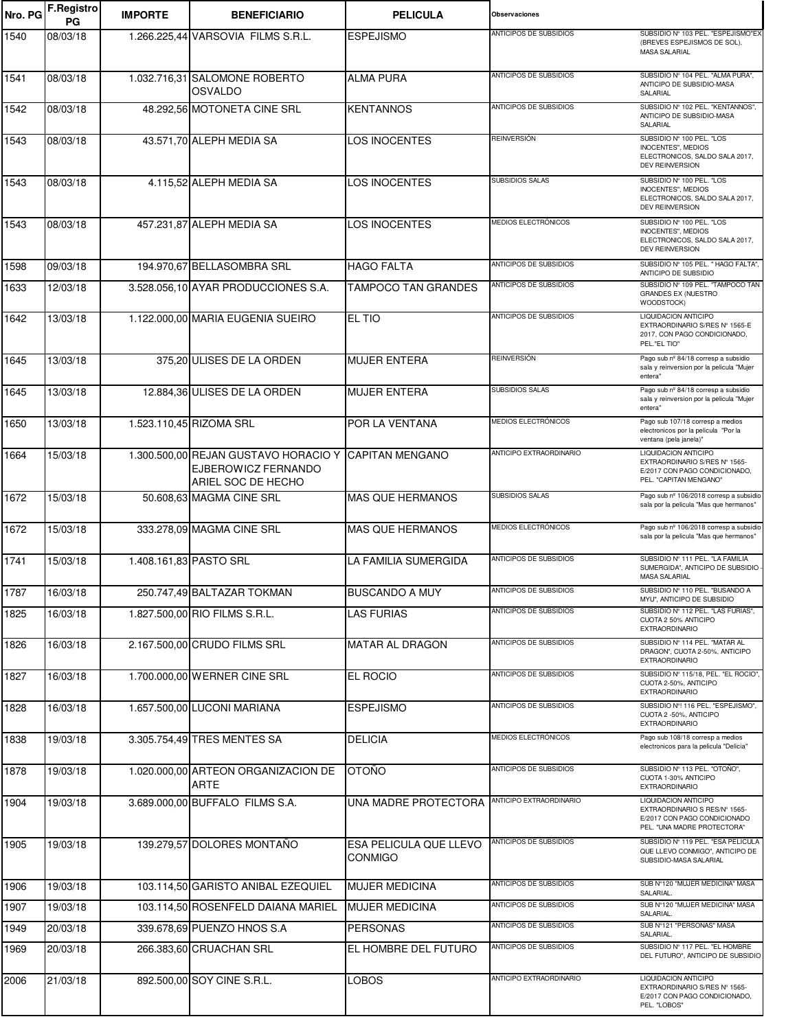| Nro. PG | F.Registro PG | IMPORTE | BENEFICIARIO | PELICULA | Observaciones | |
|---|---|---|---|---|---|---|
| 1540 | 08/03/18 | 1.266.225,44 | VARSOVIA FILMS S.R.L. | ESPEJISMO | ANTICIPOS DE SUBSIDIOS | SUBSIDIO N° 103 PEL. "ESPEJISMO"EX (BREVES ESPEJISMOS DE SOL), MASA SALARIAL |
| 1541 | 08/03/18 | 1.032.716,31 | SALOMONE ROBERTO OSVALDO | ALMA PURA | ANTICIPOS DE SUBSIDIOS | SUBSIDIO N° 104 PEL. "ALMA PURA", ANTICIPO DE SUBSIDIO-MASA SALARIAL |
| 1542 | 08/03/18 | 48.292,56 | MOTONETA CINE SRL | KENTANNOS | ANTICIPOS DE SUBSIDIOS | SUBSIDIO N° 102 PEL. "KENTANNOS", ANTICIPO DE SUBSIDIO-MASA SALARIAL |
| 1543 | 08/03/18 | 43.571,70 | ALEPH MEDIA SA | LOS INOCENTES | REINVERSIÓN | SUBSIDIO N° 100 PEL. "LOS INOCENTES", MEDIOS ELECTRONICOS, SALDO SALA 2017, DEV REINVERSION |
| 1543 | 08/03/18 | 4.115,52 | ALEPH MEDIA SA | LOS INOCENTES | SUBSIDIOS SALAS | SUBSIDIO N° 100 PEL. "LOS INOCENTES", MEDIOS ELECTRONICOS, SALDO SALA 2017, DEV REINVERSION |
| 1543 | 08/03/18 | 457.231,87 | ALEPH MEDIA SA | LOS INOCENTES | MEDIOS ELECTRÓNICOS | SUBSIDIO N° 100 PEL. "LOS INOCENTES", MEDIOS ELECTRONICOS, SALDO SALA 2017, DEV REINVERSION |
| 1598 | 09/03/18 | 194.970,67 | BELLASOMBRA SRL | HAGO FALTA | ANTICIPOS DE SUBSIDIOS | SUBSIDIO N° 105 PEL. " HAGO FALTA", ANTICIPO DE SUBSIDIO |
| 1633 | 12/03/18 | 3.528.056,10 | AYAR PRODUCCIONES S.A. | TAMPOCO TAN GRANDES | ANTICIPOS DE SUBSIDIOS | SUBSIDIO N° 109 PEL. "TAMPOCO TAN GRANDES EX (NUESTRO WOODSTOCK) |
| 1642 | 13/03/18 | 1.122.000,00 | MARIA EUGENIA SUEIRO | EL TIO | ANTICIPOS DE SUBSIDIOS | LIQUIDACION ANTICIPO EXTRAORDINARIO S/RES N° 1565-E 2017, CON PAGO CONDICIONADO, PEL."EL TIO" |
| 1645 | 13/03/18 | 375,20 | ULISES DE LA ORDEN | MUJER ENTERA | REINVERSIÓN | Pago sub nº 84/18 corresp a subsidio sala y reinversion por la pelicula "Mujer entera" |
| 1645 | 13/03/18 | 12.884,36 | ULISES DE LA ORDEN | MUJER ENTERA | SUBSIDIOS SALAS | Pago sub nº 84/18 corresp a subsidio sala y reinversion por la pelicula "Mujer entera" |
| 1650 | 13/03/18 | 1.523.110,45 | RIZOMA SRL | POR LA VENTANA | MEDIOS ELECTRÓNICOS | Pago sub 107/18 corresp a medios electronicos por la pelicula "Por la ventana (pela janela)" |
| 1664 | 15/03/18 | 1.300.500,00 | REJAN GUSTAVO HORACIO Y EJBEROWICZ FERNANDO ARIEL SOC DE HECHO | CAPITAN MENGANO | ANTICIPO EXTRAORDINARIO | LIQUIDACION ANTICIPO EXTRAORDINARIO S/RES N° 1565-E/2017 CON PAGO CONDICIONADO, PEL. "CAPITAN MENGANO" |
| 1672 | 15/03/18 | 50.608,63 | MAGMA CINE SRL | MAS QUE HERMANOS | SUBSIDIOS SALAS | Pago sub nº 106/2018 corresp a subsidio sala por la pelicula "Mas que hermanos" |
| 1672 | 15/03/18 | 333.278,09 | MAGMA CINE SRL | MAS QUE HERMANOS | MEDIOS ELECTRÓNICOS | Pago sub nº 106/2018 corresp a subsidio sala por la pelicula "Mas que hermanos" |
| 1741 | 15/03/18 | 1.408.161,83 | PASTO SRL | LA FAMILIA SUMERGIDA | ANTICIPOS DE SUBSIDIOS | SUBSIDIO N° 111 PEL. "LA FAMILIA SUMERGIDA", ANTICIPO DE SUBSIDIO - MASA SALARIAL |
| 1787 | 16/03/18 | 250.747,49 | BALTAZAR TOKMAN | BUSCANDO A MUY | ANTICIPOS DE SUBSIDIOS | SUBSIDIO N° 110 PEL. "BUSANDO A MYU", ANTICIPO DE SUBSIDIO |
| 1825 | 16/03/18 | 1.827.500,00 | RIO FILMS S.R.L. | LAS FURIAS | ANTICIPOS DE SUBSIDIOS | SUBSIDIO N° 112 PEL. "LAS FURIAS", CUOTA 2 50% ANTICIPO EXTRAORDINARIO |
| 1826 | 16/03/18 | 2.167.500,00 | CRUDO FILMS SRL | MATAR AL DRAGON | ANTICIPOS DE SUBSIDIOS | SUBSIDIO N° 114 PEL. "MATAR AL DRAGON", CUOTA 2-50%, ANTICIPO EXTRAORDINARIO |
| 1827 | 16/03/18 | 1.700.000,00 | WERNER CINE SRL | EL ROCIO | ANTICIPOS DE SUBSIDIOS | SUBSIDIO N° 115/18, PEL. "EL ROCIO", CUOTA 2-50%, ANTICIPO EXTRAORDINARIO |
| 1828 | 16/03/18 | 1.657.500,00 | LUCONI MARIANA | ESPEJISMO | ANTICIPOS DE SUBSIDIOS | SUBSIDIO N°1 116 PEL. "ESPEJISMO", CUOTA 2 -50%, ANTICIPO EXTRAORDINARIO |
| 1838 | 19/03/18 | 3.305.754,49 | TRES MENTES SA | DELICIA | MEDIOS ELECTRÓNICOS | Pago sub 108/18 corresp a medios electronicos para la pelicula "Delicia" |
| 1878 | 19/03/18 | 1.020.000,00 | ARTEON ORGANIZACION DE ARTE | OTOÑO | ANTICIPOS DE SUBSIDIOS | SUBSIDIO N° 113 PEL. "OTOÑO", CUOTA 1-30% ANTICIPO EXTRAORDINARIO |
| 1904 | 19/03/18 | 3.689.000,00 | BUFFALO FILMS S.A. | UNA MADRE PROTECTORA | ANTICIPO EXTRAORDINARIO | LIQUIDACION ANTICIPO EXTRAORDINARIO S RES/N° 1565-E/2017 CON PAGO CONDICIONADO PEL. "UNA MADRE PROTECTORA" |
| 1905 | 19/03/18 | 139.279,57 | DOLORES MONTAÑO | ESA PELICULA QUE LLEVO CONMIGO | ANTICIPOS DE SUBSIDIOS | SUBSIDIO N° 119 PEL. "ESA PELICULA QUE LLEVO CONMIGO", ANTICIPO DE SUBSIDIO-MASA SALARIAL |
| 1906 | 19/03/18 | 103.114,50 | GARISTO ANIBAL EZEQUIEL | MUJER MEDICINA | ANTICIPOS DE SUBSIDIOS | SUB N°120 "MUJER MEDICINA" MASA SALARIAL. |
| 1907 | 19/03/18 | 103.114,50 | ROSENFELD DAIANA MARIEL | MUJER MEDICINA | ANTICIPOS DE SUBSIDIOS | SUB N°120 "MUJER MEDICINA" MASA SALARIAL. |
| 1949 | 20/03/18 | 339.678,69 | PUENZO HNOS S.A | PERSONAS | ANTICIPOS DE SUBSIDIOS | SUB N°121 "PERSONAS" MASA SALARIAL. |
| 1969 | 20/03/18 | 266.383,60 | CRUACHAN SRL | EL HOMBRE DEL FUTURO | ANTICIPOS DE SUBSIDIOS | SUBSIDIO N° 117 PEL. "EL HOMBRE DEL FUTURO", ANTICIPO DE SUBSIDIO |
| 2006 | 21/03/18 | 892.500,00 | SOY CINE S.R.L. | LOBOS | ANTICIPO EXTRAORDINARIO | LIQUIDACION ANTICIPO EXTRAORDINARIO S/RES N° 1565-E/2017 CON PAGO CONDICIONADO, PEL. "LOBOS" |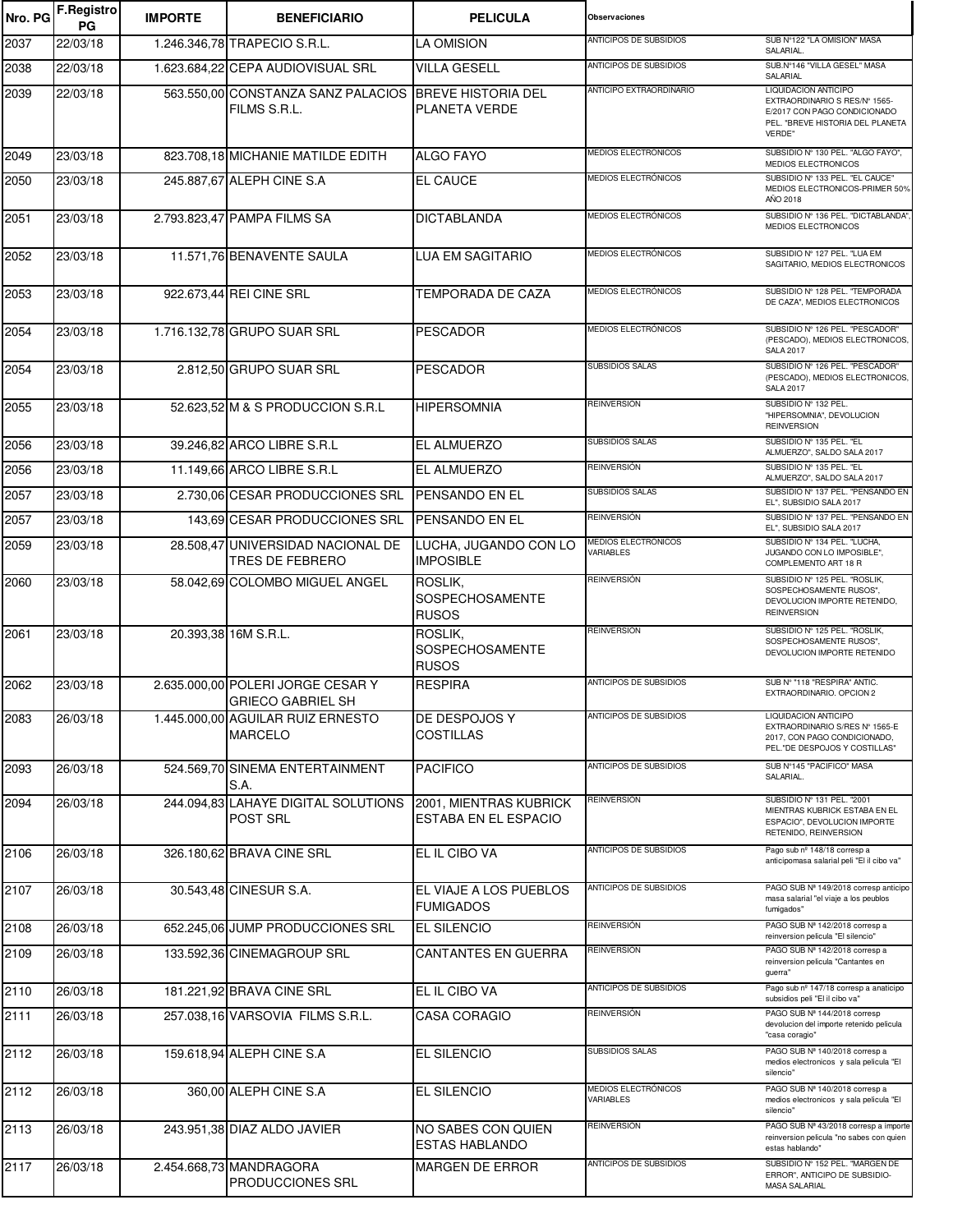| Nro. PG | F.Registro PG | IMPORTE | BENEFICIARIO | PELICULA | Observaciones | |
|---|---|---|---|---|---|---|
| 2037 | 22/03/18 | 1.246.346,78 | TRAPECIO S.R.L. | LA OMISION | ANTICIPOS DE SUBSIDIOS | SUB N°122 "LA OMISION" MASA SALARIAL. |
| 2038 | 22/03/18 | 1.623.684,22 | CEPA AUDIOVISUAL SRL | VILLA GESELL | ANTICIPOS DE SUBSIDIOS | SUB.N°146 "VILLA GESEL" MASA SALARIAL |
| 2039 | 22/03/18 | 563.550,00 | CONSTANZA SANZ PALACIOS FILMS S.R.L. | BREVE HISTORIA DEL PLANETA VERDE | ANTICIPO EXTRAORDINARIO | LIQUIDACION ANTICIPO EXTRAORDINARIO S RES/N° 1565-E/2017 CON PAGO CONDICIONADO PEL. "BREVE HISTORIA DEL PLANETA VERDE" |
| 2049 | 23/03/18 | 823.708,18 | MICHANIE MATILDE EDITH | ALGO FAYO | MEDIOS ELECTRÓNICOS | SUBSIDIO N° 130 PEL. "ALGO FAYO", MEDIOS ELECTRONICOS |
| 2050 | 23/03/18 | 245.887,67 | ALEPH CINE S.A | EL CAUCE | MEDIOS ELECTRÓNICOS | SUBSIDIO N° 133 PEL. "EL CAUCE" MEDIOS ELECTRONICOS-PRIMER 50% AÑO 2018 |
| 2051 | 23/03/18 | 2.793.823,47 | PAMPA FILMS SA | DICTABLANDA | MEDIOS ELECTRÓNICOS | SUBSIDIO N° 136 PEL. "DICTABLANDA", MEDIOS ELECTRONICOS |
| 2052 | 23/03/18 | 11.571,76 | BENAVENTE SAULA | LUA EM SAGITARIO | MEDIOS ELECTRÓNICOS | SUBSIDIO N° 127 PEL. "LUA EM SAGITARIO, MEDIOS ELECTRONICOS |
| 2053 | 23/03/18 | 922.673,44 | REI CINE SRL | TEMPORADA DE CAZA | MEDIOS ELECTRÓNICOS | SUBSIDIO N° 128 PEL. "TEMPORADA DE CAZA", MEDIOS ELECTRONICOS |
| 2054 | 23/03/18 | 1.716.132,78 | GRUPO SUAR SRL | PESCADOR | MEDIOS ELECTRÓNICOS | SUBSIDIO N° 126 PEL. "PESCADOR" (PESCADO), MEDIOS ELECTRONICOS, SALA 2017 |
| 2054 | 23/03/18 | 2.812,50 | GRUPO SUAR SRL | PESCADOR | SUBSIDIOS SALAS | SUBSIDIO N° 126 PEL. "PESCADOR" (PESCADO), MEDIOS ELECTRONICOS, SALA 2017 |
| 2055 | 23/03/18 | 52.623,52 | M & S PRODUCCION S.R.L | HIPERSOMNIA | REINVERSIÓN | SUBSIDIO N° 132 PEL. "HIPERSOMNIA", DEVOLUCION REINVERSION |
| 2056 | 23/03/18 | 39.246,82 | ARCO LIBRE S.R.L | EL ALMUERZO | SUBSIDIOS SALAS | SUBSIDIO N° 135 PEL. "EL ALMUERZO", SALDO SALA 2017 |
| 2056 | 23/03/18 | 11.149,66 | ARCO LIBRE S.R.L | EL ALMUERZO | REINVERSIÓN | SUBSIDIO N° 135 PEL. "EL ALMUERZO", SALDO SALA 2017 |
| 2057 | 23/03/18 | 2.730,06 | CESAR PRODUCCIONES SRL | PENSANDO EN EL | SUBSIDIOS SALAS | SUBSIDIO N° 137 PEL. "PENSANDO EN EL", SUBSIDIO SALA 2017 |
| 2057 | 23/03/18 | 143,69 | CESAR PRODUCCIONES SRL | PENSANDO EN EL | REINVERSIÓN | SUBSIDIO N° 137 PEL. "PENSANDO EN EL", SUBSIDIO SALA 2017 |
| 2059 | 23/03/18 | 28.508,47 | UNIVERSIDAD NACIONAL DE TRES DE FEBRERO | LUCHA, JUGANDO CON LO IMPOSIBLE | MEDIOS ELECTRONICOS VARIABLES | SUBSIDIO N° 134 PEL. "LUCHA, JUGANDO CON LO IMPOSIBLE", COMPLEMENTO ART 18 R |
| 2060 | 23/03/18 | 58.042,69 | COLOMBO MIGUEL ANGEL | ROSLIK, SOSPECHOSAMENTE RUSOS | REINVERSIÓN | SUBSIDIO N° 125 PEL. "ROSLIK, SOSPECHOSAMENTE RUSOS", DEVOLUCION IMPORTE RETENIDO, REINVERSION |
| 2061 | 23/03/18 | 20.393,38 | 16M S.R.L. | ROSLIK, SOSPECHOSAMENTE RUSOS | REINVERSION | SUBSIDIO N° 125 PEL. "ROSLIK, SOSPECHOSAMENTE RUSOS", DEVOLUCION IMPORTE RETENIDO |
| 2062 | 23/03/18 | 2.635.000,00 | POLERI JORGE CESAR Y GRIECO GABRIEL SH | RESPIRA | ANTICIPOS DE SUBSIDIOS | SUB N° "118 "RESPIRA" ANTIC. EXTRAORDINARIO. OPCION 2 |
| 2083 | 26/03/18 | 1.445.000,00 | AGUILAR RUIZ ERNESTO MARCELO | DE DESPOJOS Y COSTILLAS | ANTICIPOS DE SUBSIDIOS | LIQUIDACION ANTICIPO EXTRAORDINARIO S/RES N° 1565-E 2017, CON PAGO CONDICIONADO, PEL."DE DESPOJOS Y COSTILLAS" |
| 2093 | 26/03/18 | 524.569,70 | SINEMA ENTERTAINMENT S.A. | PACIFICO | ANTICIPOS DE SUBSIDIOS | SUB N°145 "PACIFICO" MASA SALARIAL. |
| 2094 | 26/03/18 | 244.094,83 | LAHAYE DIGITAL SOLUTIONS POST SRL | 2001, MIENTRAS KUBRICK ESTABA EN EL ESPACIO | REINVERSIÓN | SUBSIDIO N° 131 PEL. "2001 MIENTRAS KUBRICK ESTABA EN EL ESPACIO", DEVOLUCION IMPORTE RETENIDO, REINVERSION |
| 2106 | 26/03/18 | 326.180,62 | BRAVA CINE SRL | EL IL CIBO VA | ANTICIPOS DE SUBSIDIOS | Pago sub n° 148/18 corresp a anticipomasa salarial peli "El il cibo va" |
| 2107 | 26/03/18 | 30.543,48 | CINESUR S.A. | EL VIAJE A LOS PUEBLOS FUMIGADOS | ANTICIPOS DE SUBSIDIOS | PAGO SUB Nº 149/2018 corresp anticipo masa salarial "el viaje a los peublos fumigados" |
| 2108 | 26/03/18 | 652.245,06 | JUMP PRODUCCIONES SRL | EL SILENCIO | REINVERSIÓN | PAGO SUB Nº 142/2018 corresp a reinversion pelicula "El silencio" |
| 2109 | 26/03/18 | 133.592,36 | CINEMAGROUP SRL | CANTANTES EN GUERRA | REINVERSIÓN | PAGO SUB Nº 142/2018 corresp a reinversion pelicula "Cantantes en guerra" |
| 2110 | 26/03/18 | 181.221,92 | BRAVA CINE SRL | EL IL CIBO VA | ANTICIPOS DE SUBSIDIOS | Pago sub n° 147/18 corresp a anaticipo subsidios peli "El il cibo va" |
| 2111 | 26/03/18 | 257.038,16 | VARSOVIA FILMS S.R.L. | CASA CORAGIO | REINVERSIÓN | PAGO SUB Nº 144/2018 corresp devolucion del importe retenido pelicula "casa coragio" |
| 2112 | 26/03/18 | 159.618,94 | ALEPH CINE S.A | EL SILENCIO | SUBSIDIOS SALAS | PAGO SUB Nº 140/2018 corresp a medios electronicos y sala pelicula "El silencio" |
| 2112 | 26/03/18 | 360,00 | ALEPH CINE S.A | EL SILENCIO | MEDIOS ELECTRÓNICOS VARIABLES | PAGO SUB Nº 140/2018 corresp a medios electronicos y sala pelicula "El silencio" |
| 2113 | 26/03/18 | 243.951,38 | DIAZ ALDO JAVIER | NO SABES CON QUIEN ESTAS HABLANDO | REINVERSION | PAGO SUB Nº 43/2018 corresp a importe reinversion pelicula "no sabes con quien estas hablando" |
| 2117 | 26/03/18 | 2.454.668,73 | MANDRAGORA PRODUCCIONES SRL | MARGEN DE ERROR | ANTICIPOS DE SUBSIDIOS | SUBSIDIO N° 152 PEL. "MARGEN DE ERROR", ANTICIPO DE SUBSIDIO-MASA SALARIAL |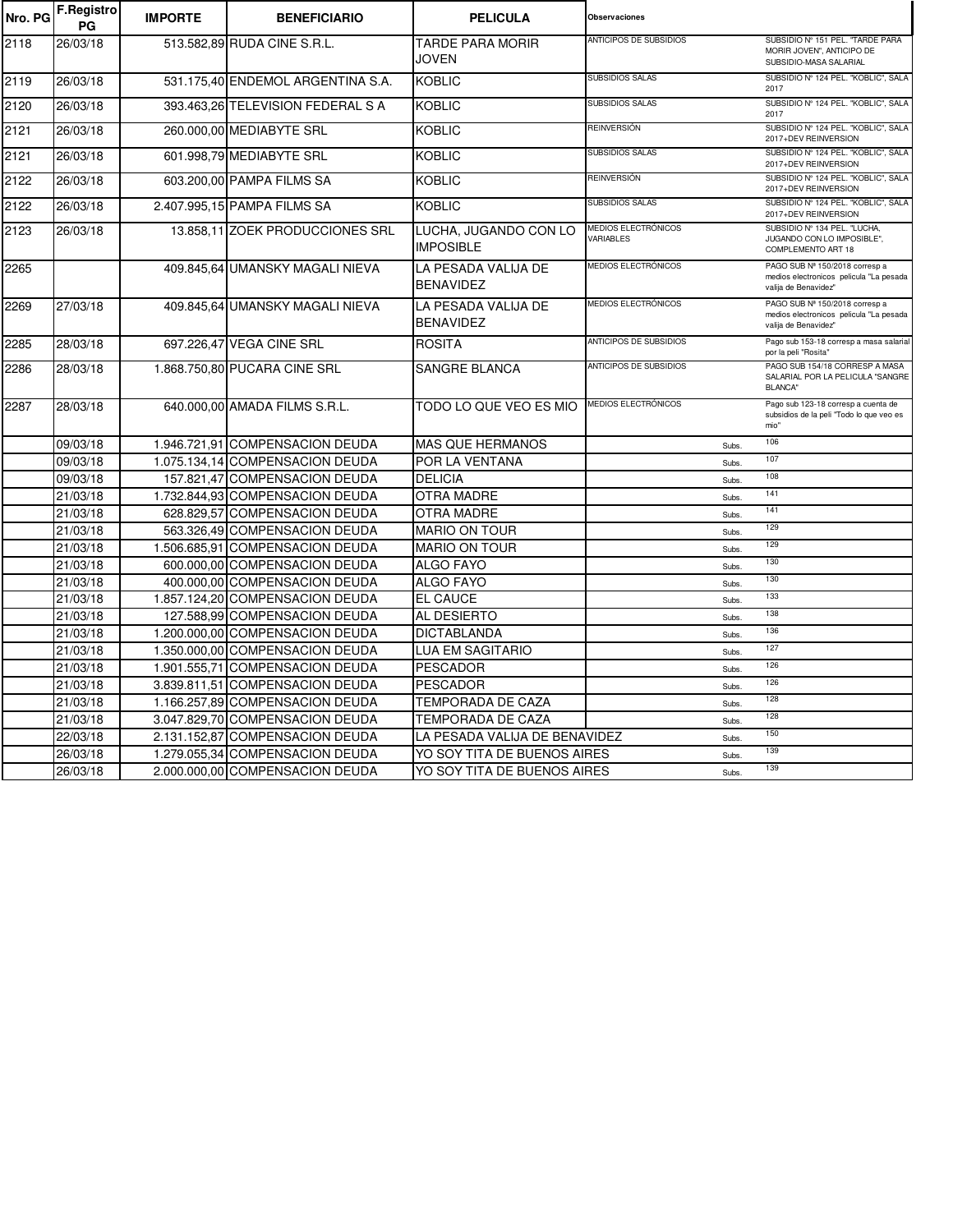| Nro. PG | F.Registro PG | IMPORTE | BENEFICIARIO | PELICULA | Observaciones | |
|---|---|---|---|---|---|---|
| 2118 | 26/03/18 | 513.582,89 | RUDA CINE S.R.L. | TARDE PARA MORIR JOVEN | ANTICIPOS DE SUBSIDIOS | SUBSIDIO Nº 151 PEL. "TARDE PARA MORIR JOVEN", ANTICIPO DE SUBSIDIO-MASA SALARIAL |
| 2119 | 26/03/18 | 531.175,40 | ENDEMOL ARGENTINA S.A. | KOBLIC | SUBSIDIOS SALAS | SUBSIDIO Nº 124 PEL. "KOBLIC", SALA 2017 |
| 2120 | 26/03/18 | 393.463,26 | TELEVISION FEDERAL S A | KOBLIC | SUBSIDIOS SALAS | SUBSIDIO Nº 124 PEL. "KOBLIC", SALA 2017 |
| 2121 | 26/03/18 | 260.000,00 | MEDIABYTE SRL | KOBLIC | REINVERSIÓN | SUBSIDIO Nº 124 PEL. "KOBLIC", SALA 2017+DEV REINVERSION |
| 2121 | 26/03/18 | 601.998,79 | MEDIABYTE SRL | KOBLIC | SUBSIDIOS SALAS | SUBSIDIO Nº 124 PEL. "KOBLIC", SALA 2017+DEV REINVERSION |
| 2122 | 26/03/18 | 603.200,00 | PAMPA FILMS SA | KOBLIC | REINVERSIÓN | SUBSIDIO Nº 124 PEL. "KOBLIC", SALA 2017+DEV REINVERSION |
| 2122 | 26/03/18 | 2.407.995,15 | PAMPA FILMS SA | KOBLIC | SUBSIDIOS SALAS | SUBSIDIO Nº 124 PEL. "KOBLIC", SALA 2017+DEV REINVERSION |
| 2123 | 26/03/18 | 13.858,11 | ZOEK PRODUCCIONES SRL | LUCHA, JUGANDO CON LO IMPOSIBLE | MEDIOS ELECTRÓNICOS VARIABLES | SUBSIDIO Nº 134 PEL. "LUCHA, JUGANDO CON LO IMPOSIBLE", COMPLEMENTO ART 18 |
| 2265 | | 409.845,64 | UMANSKY MAGALI NIEVA | LA PESADA VALIJA DE BENAVIDEZ | MEDIOS ELECTRÓNICOS | PAGO SUB Nº 150/2018 corresp a medios electronicos pelicula "La pesada valija de Benavidez" |
| 2269 | 27/03/18 | 409.845,64 | UMANSKY MAGALI NIEVA | LA PESADA VALIJA DE BENAVIDEZ | MEDIOS ELECTRÓNICOS | PAGO SUB Nº 150/2018 corresp a medios electronicos pelicula "La pesada valija de Benavidez" |
| 2285 | 28/03/18 | 697.226,47 | VEGA CINE SRL | ROSITA | ANTICIPOS DE SUBSIDIOS | Pago sub 153-18 corresp a masa salarial por la peli "Rosita" |
| 2286 | 28/03/18 | 1.868.750,80 | PUCARA CINE SRL | SANGRE BLANCA | ANTICIPOS DE SUBSIDIOS | PAGO SUB 154/18 CORRESP A MASA SALARIAL POR LA PELICULA "SANGRE BLANCA" |
| 2287 | 28/03/18 | 640.000,00 | AMADA FILMS S.R.L. | TODO LO QUE VEO ES MIO | MEDIOS ELECTRÓNICOS | Pago sub 123-18 corresp a cuenta de subsidios de la peli "Todo lo que veo es mio" |
| | 09/03/18 | 1.946.721,91 | COMPENSACION DEUDA | MAS QUE HERMANOS | Subs. | 106 |
| | 09/03/18 | 1.075.134,14 | COMPENSACION DEUDA | POR LA VENTANA | Subs. | 107 |
| | 09/03/18 | 157.821,47 | COMPENSACION DEUDA | DELICIA | Subs. | 108 |
| | 21/03/18 | 1.732.844,93 | COMPENSACION DEUDA | OTRA MADRE | Subs. | 141 |
| | 21/03/18 | 628.829,57 | COMPENSACION DEUDA | OTRA MADRE | Subs. | 141 |
| | 21/03/18 | 563.326,49 | COMPENSACION DEUDA | MARIO ON TOUR | Subs. | 129 |
| | 21/03/18 | 1.506.685,91 | COMPENSACION DEUDA | MARIO ON TOUR | Subs. | 129 |
| | 21/03/18 | 600.000,00 | COMPENSACION DEUDA | ALGO FAYO | Subs. | 130 |
| | 21/03/18 | 400.000,00 | COMPENSACION DEUDA | ALGO FAYO | Subs. | 130 |
| | 21/03/18 | 1.857.124,20 | COMPENSACION DEUDA | EL CAUCE | Subs. | 133 |
| | 21/03/18 | 127.588,99 | COMPENSACION DEUDA | AL DESIERTO | Subs. | 138 |
| | 21/03/18 | 1.200.000,00 | COMPENSACION DEUDA | DICTABLANDA | Subs. | 136 |
| | 21/03/18 | 1.350.000,00 | COMPENSACION DEUDA | LUA EM SAGITARIO | Subs. | 127 |
| | 21/03/18 | 1.901.555,71 | COMPENSACION DEUDA | PESCADOR | Subs. | 126 |
| | 21/03/18 | 3.839.811,51 | COMPENSACION DEUDA | PESCADOR | Subs. | 126 |
| | 21/03/18 | 1.166.257,89 | COMPENSACION DEUDA | TEMPORADA DE CAZA | Subs. | 128 |
| | 21/03/18 | 3.047.829,70 | COMPENSACION DEUDA | TEMPORADA DE CAZA | Subs. | 128 |
| | 22/03/18 | 2.131.152,87 | COMPENSACION DEUDA | LA PESADA VALIJA DE BENAVIDEZ | Subs. | 150 |
| | 26/03/18 | 1.279.055,34 | COMPENSACION DEUDA | YO SOY TITA DE BUENOS AIRES | Subs. | 139 |
| | 26/03/18 | 2.000.000,00 | COMPENSACION DEUDA | YO SOY TITA DE BUENOS AIRES | Subs. | 139 |